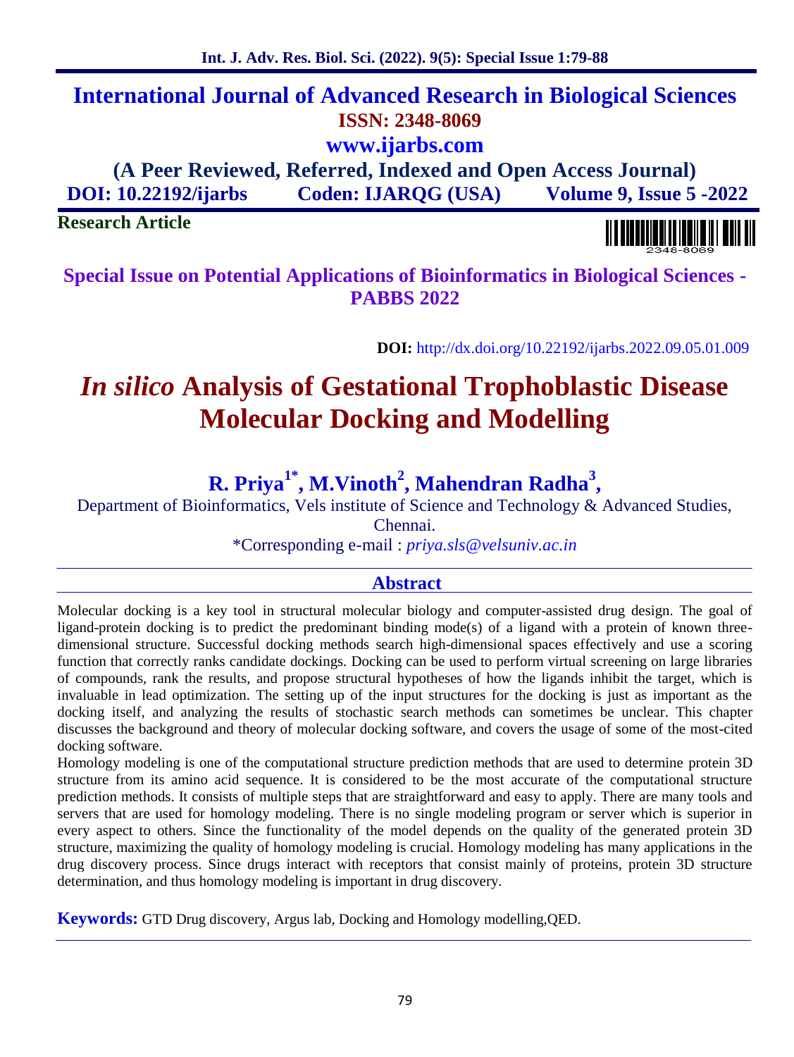# International Journal of Advanced Research in Biological Sciences

**ISSN: 2348-8069**

**www.ijarbs.com**

**(A Peer Reviewed, Referred, Indexed and Open Access Journal)**

**DOI: 10.22192/ijarbs Coden: IJARQG (USA) Volume 9, Issue 5 -2022**

**Research Article**

**Special Issue on Potential Applications of Bioinformatics in Biological Sciences - PABBS 2022**

**DOI:** http://dx.doi.org/10.22192/ijarbs.2022.09.05.01.009

# *In silico* Analysis of Gestational Trophoblastic Disease Molecular Docking and Modelling

**R. Priya[1*], M.Vinoth[2], Mahendran Radha[3],**

Department of Bioinformatics, Vels institute of Science and Technology & Advanced Studies, Chennai.

*Corresponding e-mail : *priya.sls@velsuniv.ac.in*

## Abstract

Molecular docking is a key tool in structural molecular biology and computer-assisted drug design. The goal of ligand-protein docking is to predict the predominant binding mode(s) of a ligand with a protein of known three-dimensional structure. Successful docking methods search high-dimensional spaces effectively and use a scoring function that correctly ranks candidate dockings. Docking can be used to perform virtual screening on large libraries of compounds, rank the results, and propose structural hypotheses of how the ligands inhibit the target, which is invaluable in lead optimization. The setting up of the input structures for the docking is just as important as the docking itself, and analyzing the results of stochastic search methods can sometimes be unclear. This chapter discusses the background and theory of molecular docking software, and covers the usage of some of the most-cited docking software.

Homology modeling is one of the computational structure prediction methods that are used to determine protein 3D structure from its amino acid sequence. It is considered to be the most accurate of the computational structure prediction methods. It consists of multiple steps that are straightforward and easy to apply. There are many tools and servers that are used for homology modeling. There is no single modeling program or server which is superior in every aspect to others. Since the functionality of the model depends on the quality of the generated protein 3D structure, maximizing the quality of homology modeling is crucial. Homology modeling has many applications in the drug discovery process. Since drugs interact with receptors that consist mainly of proteins, protein 3D structure determination, and thus homology modeling is important in drug discovery.

**Keywords:** GTD Drug discovery, Argus lab, Docking and Homology modelling,QED.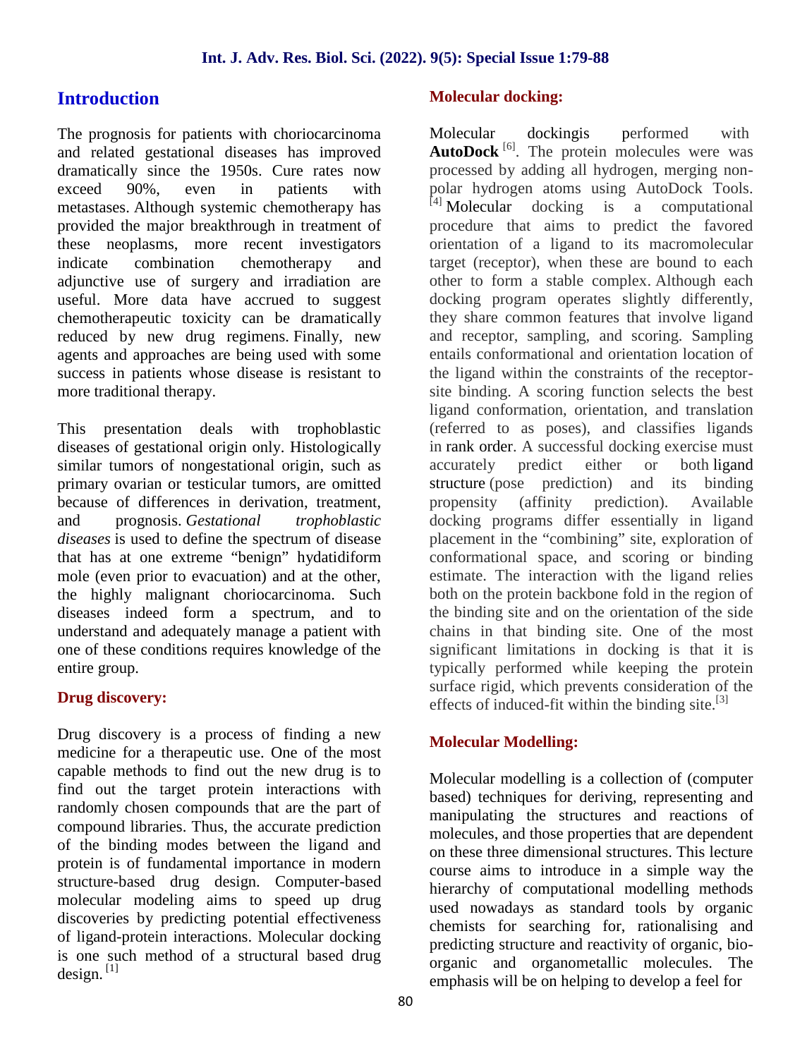## Introduction

The prognosis for patients with choriocarcinoma and related gestational diseases has improved dramatically since the 1950s. Cure rates now exceed 90%, even in patients with metastases. Although systemic chemotherapy has provided the major breakthrough in treatment of these neoplasms, more recent investigators indicate combination chemotherapy and adjunctive use of surgery and irradiation are useful. More data have accrued to suggest chemotherapeutic toxicity can be dramatically reduced by new drug regimens. Finally, new agents and approaches are being used with some success in patients whose disease is resistant to more traditional therapy.

This presentation deals with trophoblastic diseases of gestational origin only. Histologically similar tumors of nongestational origin, such as primary ovarian or testicular tumors, are omitted because of differences in derivation, treatment, and prognosis. *Gestational trophoblastic diseases* is used to define the spectrum of disease that has at one extreme "benign" hydatidiform mole (even prior to evacuation) and at the other, the highly malignant choriocarcinoma. Such diseases indeed form a spectrum, and to understand and adequately manage a patient with one of these conditions requires knowledge of the entire group.

### Drug discovery:

Drug discovery is a process of finding a new medicine for a therapeutic use. One of the most capable methods to find out the new drug is to find out the target protein interactions with randomly chosen compounds that are the part of compound libraries. Thus, the accurate prediction of the binding modes between the ligand and protein is of fundamental importance in modern structure-based drug design. Computer-based molecular modeling aims to speed up drug discoveries by predicting potential effectiveness of ligand-protein interactions. Molecular docking is one such method of a structural based drug design. [1]

### Molecular docking:

Molecular dockingis performed with **AutoDock** [6]. The protein molecules were was processed by adding all hydrogen, merging non-polar hydrogen atoms using AutoDock Tools. [4] Molecular docking is a computational procedure that aims to predict the favored orientation of a ligand to its macromolecular target (receptor), when these are bound to each other to form a stable complex. Although each docking program operates slightly differently, they share common features that involve ligand and receptor, sampling, and scoring. Sampling entails conformational and orientation location of the ligand within the constraints of the receptor-site binding. A scoring function selects the best ligand conformation, orientation, and translation (referred to as poses), and classifies ligands in rank order. A successful docking exercise must accurately predict either or both ligand structure (pose prediction) and its binding propensity (affinity prediction). Available docking programs differ essentially in ligand placement in the "combining" site, exploration of conformational space, and scoring or binding estimate. The interaction with the ligand relies both on the protein backbone fold in the region of the binding site and on the orientation of the side chains in that binding site. One of the most significant limitations in docking is that it is typically performed while keeping the protein surface rigid, which prevents consideration of the effects of induced-fit within the binding site.[3]

### Molecular Modelling:

Molecular modelling is a collection of (computer based) techniques for deriving, representing and manipulating the structures and reactions of molecules, and those properties that are dependent on these three dimensional structures. This lecture course aims to introduce in a simple way the hierarchy of computational modelling methods used nowadays as standard tools by organic chemists for searching for, rationalising and predicting structure and reactivity of organic, bio-organic and organometallic molecules. The emphasis will be on helping to develop a feel for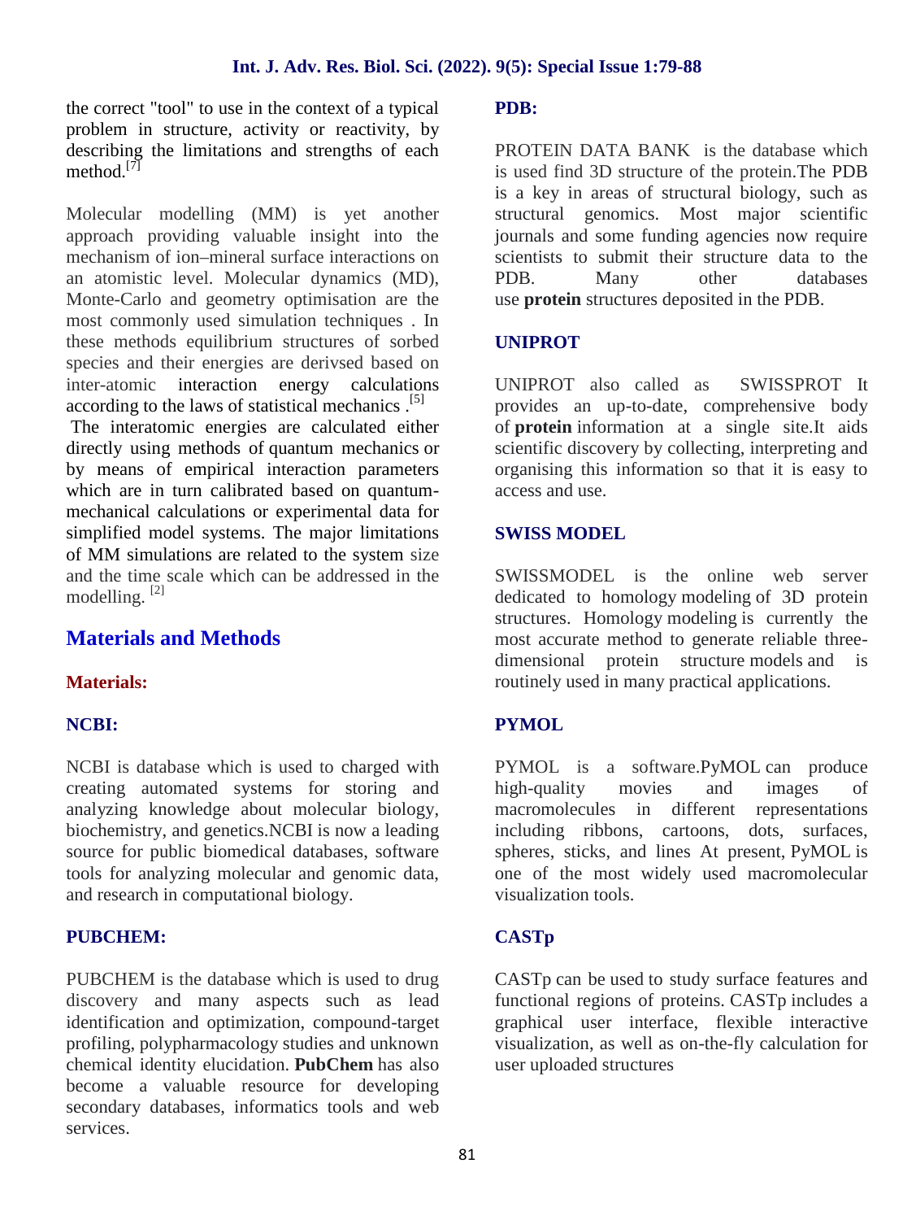the correct "tool" to use in the context of a typical problem in structure, activity or reactivity, by describing the limitations and strengths of each method.[7]

Molecular modelling (MM) is yet another approach providing valuable insight into the mechanism of ion–mineral surface interactions on an atomistic level. Molecular dynamics (MD), Monte-Carlo and geometry optimisation are the most commonly used simulation techniques . In these methods equilibrium structures of sorbed species and their energies are derivsed based on inter-atomic interaction energy calculations according to the laws of statistical mechanics .[5]

The interatomic energies are calculated either directly using methods of quantum mechanics or by means of empirical interaction parameters which are in turn calibrated based on quantum-mechanical calculations or experimental data for simplified model systems. The major limitations of MM simulations are related to the system size and the time scale which can be addressed in the modelling. [2]

## Materials and Methods

### Materials:

#### NCBI:

NCBI is database which is used to charged with creating automated systems for storing and analyzing knowledge about molecular biology, biochemistry, and genetics.NCBI is now a leading source for public biomedical databases, software tools for analyzing molecular and genomic data, and research in computational biology.

#### PUBCHEM:

PUBCHEM is the database which is used to drug discovery and many aspects such as lead identification and optimization, compound-target profiling, polypharmacology studies and unknown chemical identity elucidation. **PubChem** has also become a valuable resource for developing secondary databases, informatics tools and web services.

#### PDB:

PROTEIN DATA BANK is the database which is used find 3D structure of the protein.The PDB is a key in areas of structural biology, such as structural genomics. Most major scientific journals and some funding agencies now require scientists to submit their structure data to the PDB. Many other databases use **protein** structures deposited in the PDB.

#### UNIPROT

UNIPROT also called as SWISSPROT It provides an up-to-date, comprehensive body of **protein** information at a single site.It aids scientific discovery by collecting, interpreting and organising this information so that it is easy to access and use.

#### SWISS MODEL

SWISSMODEL is the online web server dedicated to homology modeling of 3D protein structures. Homology modeling is currently the most accurate method to generate reliable three-dimensional protein structure models and is routinely used in many practical applications.

#### PYMOL

PYMOL is a software.PyMOL can produce high-quality movies and images of macromolecules in different representations including ribbons, cartoons, dots, surfaces, spheres, sticks, and lines At present, PyMOL is one of the most widely used macromolecular visualization tools.

#### CASTp

CASTp can be used to study surface features and functional regions of proteins. CASTp includes a graphical user interface, flexible interactive visualization, as well as on-the-fly calculation for user uploaded structures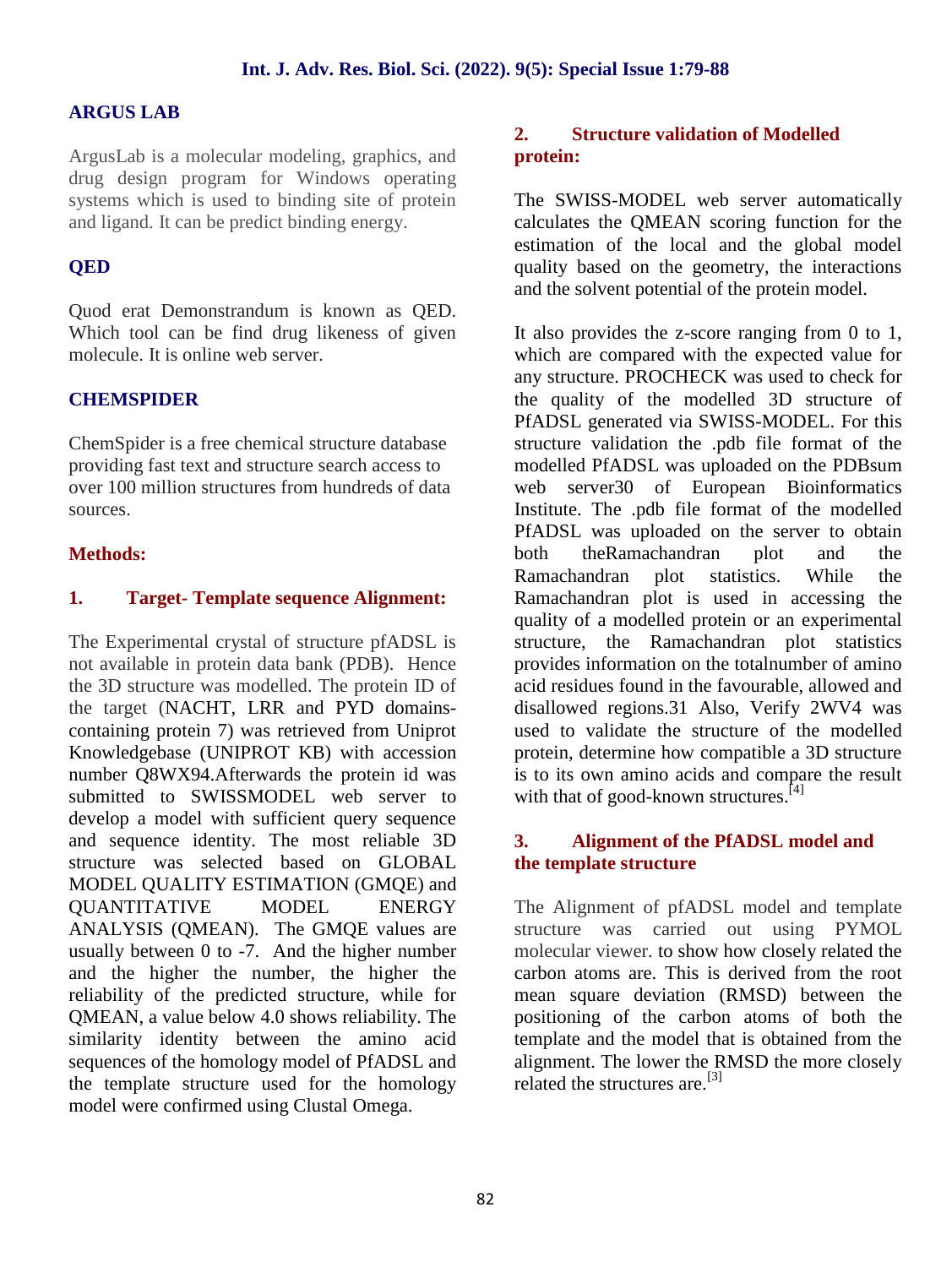### ARGUS LAB

ArgusLab is a molecular modeling, graphics, and drug design program for Windows operating systems which is used to binding site of protein and ligand. It can be predict binding energy.

### QED

Quod erat Demonstrandum is known as QED. Which tool can be find drug likeness of given molecule. It is online web server.

### CHEMSPIDER

ChemSpider is a free chemical structure database providing fast text and structure search access to over 100 million structures from hundreds of data sources.

## Methods:

### 1. Target- Template sequence Alignment:

The Experimental crystal of structure pfADSL is not available in protein data bank (PDB). Hence the 3D structure was modelled. The protein ID of the target (NACHT, LRR and PYD domains-containing protein 7) was retrieved from Uniprot Knowledgebase (UNIPROT KB) with accession number Q8WX94.Afterwards the protein id was submitted to SWISSMODEL web server to develop a model with sufficient query sequence and sequence identity. The most reliable 3D structure was selected based on GLOBAL MODEL QUALITY ESTIMATION (GMQE) and QUANTITATIVE MODEL ENERGY ANALYSIS (QMEAN). The GMQE values are usually between 0 to -7. And the higher number and the higher the number, the higher the reliability of the predicted structure, while for QMEAN, a value below 4.0 shows reliability. The similarity identity between the amino acid sequences of the homology model of PfADSL and the template structure used for the homology model were confirmed using Clustal Omega.

### 2. Structure validation of Modelled protein:

The SWISS-MODEL web server automatically calculates the QMEAN scoring function for the estimation of the local and the global model quality based on the geometry, the interactions and the solvent potential of the protein model.

It also provides the z-score ranging from 0 to 1, which are compared with the expected value for any structure. PROCHECK was used to check for the quality of the modelled 3D structure of PfADSL generated via SWISS-MODEL. For this structure validation the .pdb file format of the modelled PfADSL was uploaded on the PDBsum web server30 of European Bioinformatics Institute. The .pdb file format of the modelled PfADSL was uploaded on the server to obtain both theRamachandran plot and the Ramachandran plot statistics. While the Ramachandran plot is used in accessing the quality of a modelled protein or an experimental structure, the Ramachandran plot statistics provides information on the totalnumber of amino acid residues found in the favourable, allowed and disallowed regions.31 Also, Verify 2WV4 was used to validate the structure of the modelled protein, determine how compatible a 3D structure is to its own amino acids and compare the result with that of good-known structures.[4]

### 3. Alignment of the PfADSL model and the template structure

The Alignment of pfADSL model and template structure was carried out using PYMOL molecular viewer. to show how closely related the carbon atoms are. This is derived from the root mean square deviation (RMSD) between the positioning of the carbon atoms of both the template and the model that is obtained from the alignment. The lower the RMSD the more closely related the structures are.[3]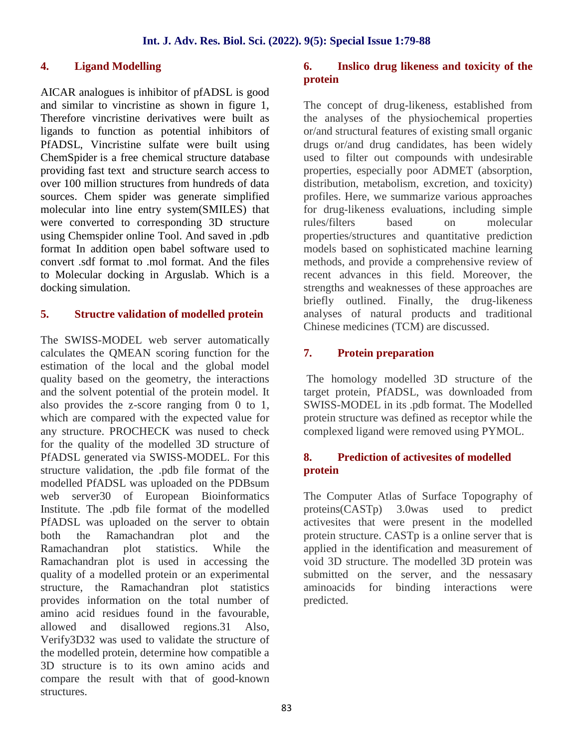## 4. Ligand Modelling

AICAR analogues is inhibitor of pfADSL is good and similar to vincristine as shown in figure 1, Therefore vincristine derivatives were built as ligands to function as potential inhibitors of PfADSL, Vincristine sulfate were built using ChemSpider is a free chemical structure database providing fast text and structure search access to over 100 million structures from hundreds of data sources. Chem spider was generate simplified molecular into line entry system(SMILES) that were converted to corresponding 3D structure using Chemspider online Tool. And saved in .pdb format In addition open babel software used to convert .sdf format to .mol format. And the files to Molecular docking in Arguslab. Which is a docking simulation.

## 5. Structre validation of modelled protein

The SWISS-MODEL web server automatically calculates the QMEAN scoring function for the estimation of the local and the global model quality based on the geometry, the interactions and the solvent potential of the protein model. It also provides the z-score ranging from 0 to 1, which are compared with the expected value for any structure. PROCHECK was nused to check for the quality of the modelled 3D structure of PfADSL generated via SWISS-MODEL. For this structure validation, the .pdb file format of the modelled PfADSL was uploaded on the PDBsum web server30 of European Bioinformatics Institute. The .pdb file format of the modelled PfADSL was uploaded on the server to obtain both the Ramachandran plot and the Ramachandran plot statistics. While the Ramachandran plot is used in accessing the quality of a modelled protein or an experimental structure, the Ramachandran plot statistics provides information on the total number of amino acid residues found in the favourable, allowed and disallowed regions.31 Also, Verify3D32 was used to validate the structure of the modelled protein, determine how compatible a 3D structure is to its own amino acids and compare the result with that of good-known structures.

## 6. Inslico drug likeness and toxicity of the protein

The concept of drug-likeness, established from the analyses of the physiochemical properties or/and structural features of existing small organic drugs or/and drug candidates, has been widely used to filter out compounds with undesirable properties, especially poor ADMET (absorption, distribution, metabolism, excretion, and toxicity) profiles. Here, we summarize various approaches for drug-likeness evaluations, including simple rules/filters based on molecular properties/structures and quantitative prediction models based on sophisticated machine learning methods, and provide a comprehensive review of recent advances in this field. Moreover, the strengths and weaknesses of these approaches are briefly outlined. Finally, the drug-likeness analyses of natural products and traditional Chinese medicines (TCM) are discussed.

## 7. Protein preparation

The homology modelled 3D structure of the target protein, PfADSL, was downloaded from SWISS-MODEL in its .pdb format. The Modelled protein structure was defined as receptor while the complexed ligand were removed using PYMOL.

## 8. Prediction of activesites of modelled protein

The Computer Atlas of Surface Topography of proteins(CASTp) 3.0was used to predict activesites that were present in the modelled protein structure. CASTp is a online server that is applied in the identification and measurement of void 3D structure. The modelled 3D protein was submitted on the server, and the nessasary aminoacids for binding interactions were predicted.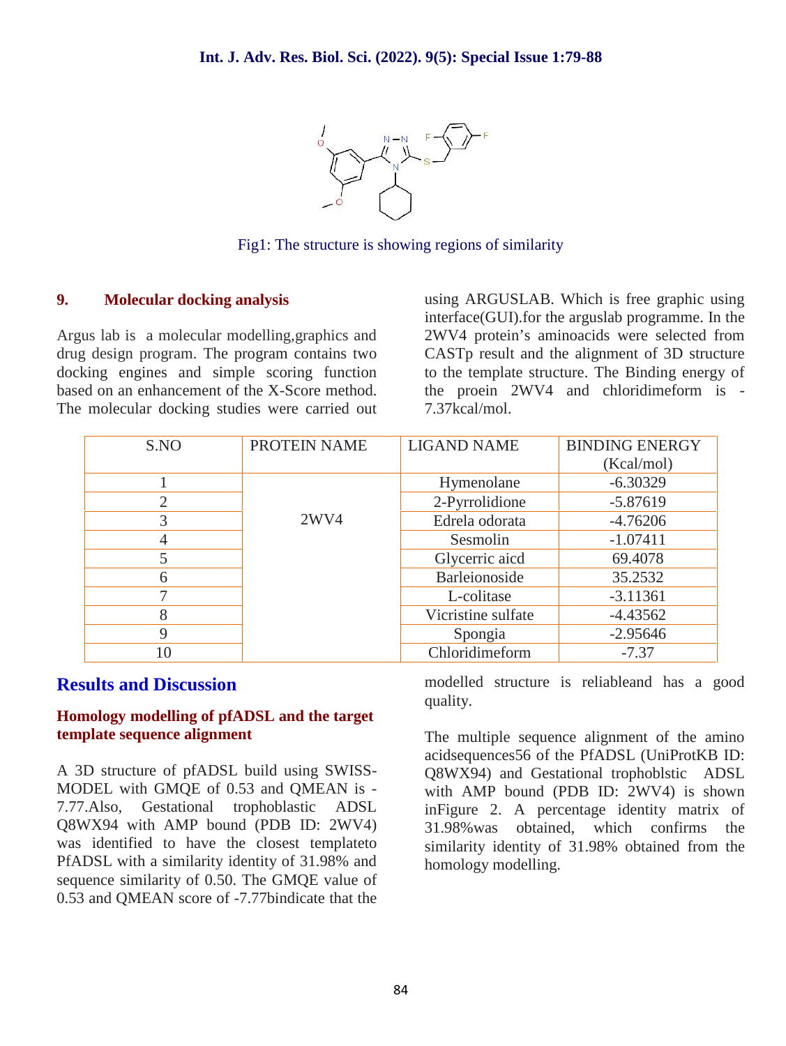Fig1: The structure is showing regions of similarity

## 9. Molecular docking analysis

Argus lab is a molecular modelling,graphics and drug design program. The program contains two docking engines and simple scoring function based on an enhancement of the X-Score method. The molecular docking studies were carried out using ARGUSLAB. Which is free graphic using interface(GUI).for the arguslab programme. In the 2WV4 protein's aminoacids were selected from CASTp result and the alignment of 3D structure to the template structure. The Binding energy of the proein 2WV4 and chloridimeform is -7.37kcal/mol.

| S.NO | PROTEIN NAME | LIGAND NAME | BINDING ENERGY (Kcal/mol) |
|---|---|---|---|
| 1 | 2WV4 | Hymenolane | -6.30329 |
| 2 | | 2-Pyrrolidione | -5.87619 |
| 3 | | Edrela odorata | -4.76206 |
| 4 | | Sesmolin | -1.07411 |
| 5 | | Glycerric aicd | 69.4078 |
| 6 | | Barleionoside | 35.2532 |
| 7 | | L-colitase | -3.11361 |
| 8 | | Vicristine sulfate | -4.43562 |
| 9 | | Spongia | -2.95646 |
| 10 | | Chloridimeform | -7.37 |

## Results and Discussion

### Homology modelling of pfADSL and the target template sequence alignment

A 3D structure of pfADSL build using SWISS-MODEL with GMQE of 0.53 and QMEAN is -7.77.Also, Gestational trophoblastic ADSL Q8WX94 with AMP bound (PDB ID: 2WV4) was identified to have the closest templateto PfADSL with a similarity identity of 31.98% and sequence similarity of 0.50. The GMQE value of 0.53 and QMEAN score of -7.77bindicate that the modelled structure is reliableand has a good quality.

The multiple sequence alignment of the amino acidsequences56 of the PfADSL (UniProtKB ID: Q8WX94) and Gestational trophoblstic ADSL with AMP bound (PDB ID: 2WV4) is shown inFigure 2. A percentage identity matrix of 31.98%was obtained, which confirms the similarity identity of 31.98% obtained from the homology modelling.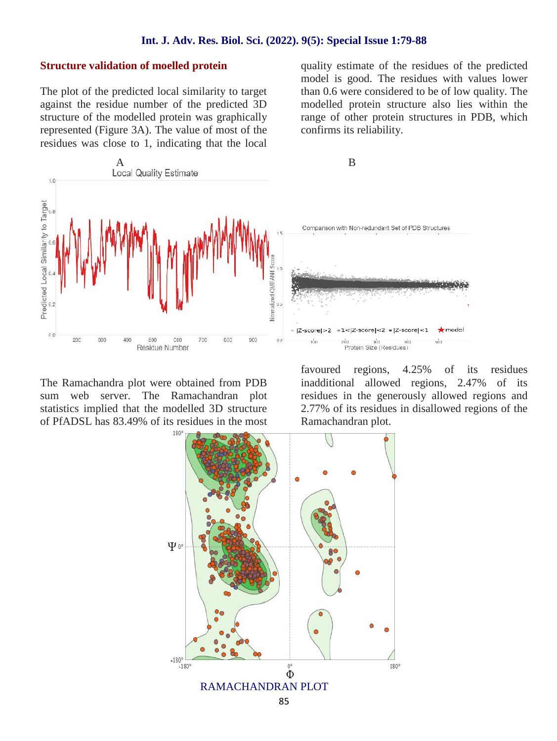## Structure validation of moelled protein

The plot of the predicted local similarity to target against the residue number of the predicted 3D structure of the modelled protein was graphically represented (Figure 3A). The value of most of the residues was close to 1, indicating that the local quality estimate of the residues of the predicted model is good. The residues with values lower than 0.6 were considered to be of low quality. The modelled protein structure also lies within the range of other protein structures in PDB, which confirms its reliability.

The Ramachandra plot were obtained from PDB sum web server. The Ramachandran plot statistics implied that the modelled 3D structure of PfADSL has 83.49% of its residues in the most favoured regions, 4.25% of its residues inadditional allowed regions, 2.47% of its residues in the generously allowed regions and 2.77% of its residues in disallowed regions of the Ramachandran plot.

RAMACHANDRAN PLOT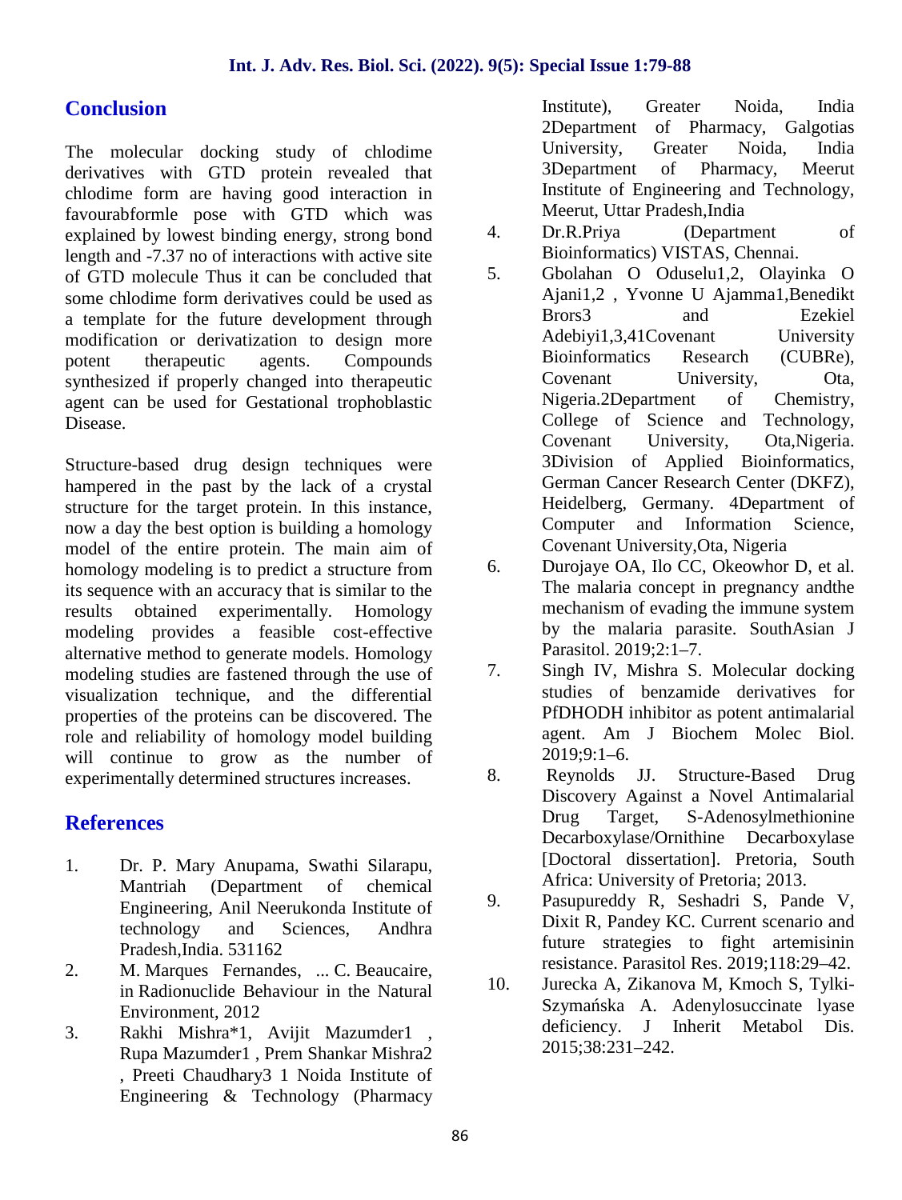## Conclusion

The molecular docking study of chlodime derivatives with GTD protein revealed that chlodime form are having good interaction in favourabformle pose with GTD which was explained by lowest binding energy, strong bond length and -7.37 no of interactions with active site of GTD molecule Thus it can be concluded that some chlodime form derivatives could be used as a template for the future development through modification or derivatization to design more potent therapeutic agents. Compounds synthesized if properly changed into therapeutic agent can be used for Gestational trophoblastic Disease.

Structure-based drug design techniques were hampered in the past by the lack of a crystal structure for the target protein. In this instance, now a day the best option is building a homology model of the entire protein. The main aim of homology modeling is to predict a structure from its sequence with an accuracy that is similar to the results obtained experimentally. Homology modeling provides a feasible cost-effective alternative method to generate models. Homology modeling studies are fastened through the use of visualization technique, and the differential properties of the proteins can be discovered. The role and reliability of homology model building will continue to grow as the number of experimentally determined structures increases.

## References

1. Dr. P. Mary Anupama, Swathi Silarapu, Mantriah (Department of chemical Engineering, Anil Neerukonda Institute of technology and Sciences, Andhra Pradesh,India. 531162
2. M. Marques Fernandes, ... C. Beaucaire, in Radionuclide Behaviour in the Natural Environment, 2012
3. Rakhi Mishra*1, Avijit Mazumder1 , Rupa Mazumder1 , Prem Shankar Mishra2 , Preeti Chaudhary3 1 Noida Institute of Engineering & Technology (Pharmacy Institute), Greater Noida, India 2Department of Pharmacy, Galgotias University, Greater Noida, India 3Department of Pharmacy, Meerut Institute of Engineering and Technology, Meerut, Uttar Pradesh,India
4. Dr.R.Priya (Department of Bioinformatics) VISTAS, Chennai.
5. Gbolahan O Oduselu1,2, Olayinka O Ajani1,2 , Yvonne U Ajamma1,Benedikt Brors3 and Ezekiel Adebiyi1,3,41Covenant University Bioinformatics Research (CUBRe), Covenant University, Ota, Nigeria.2Department of Chemistry, College of Science and Technology, Covenant University, Ota,Nigeria. 3Division of Applied Bioinformatics, German Cancer Research Center (DKFZ), Heidelberg, Germany. 4Department of Computer and Information Science, Covenant University,Ota, Nigeria
6. Durojaye OA, Ilo CC, Okeowhor D, et al. The malaria concept in pregnancy andthe mechanism of evading the immune system by the malaria parasite. SouthAsian J Parasitol. 2019;2:1–7.
7. Singh IV, Mishra S. Molecular docking studies of benzamide derivatives for PfDHODH inhibitor as potent antimalarial agent. Am J Biochem Molec Biol. 2019;9:1–6.
8. Reynolds JJ. Structure-Based Drug Discovery Against a Novel Antimalarial Drug Target, S-Adenosylmethionine Decarboxylase/Ornithine Decarboxylase [Doctoral dissertation]. Pretoria, South Africa: University of Pretoria; 2013.
9. Pasupureddy R, Seshadri S, Pande V, Dixit R, Pandey KC. Current scenario and future strategies to fight artemisinin resistance. Parasitol Res. 2019;118:29–42.
10. Jurecka A, Zikanova M, Kmoch S, Tylki-Szymańska A. Adenylosuccinate lyase deficiency. J Inherit Metabol Dis. 2015;38:231–242.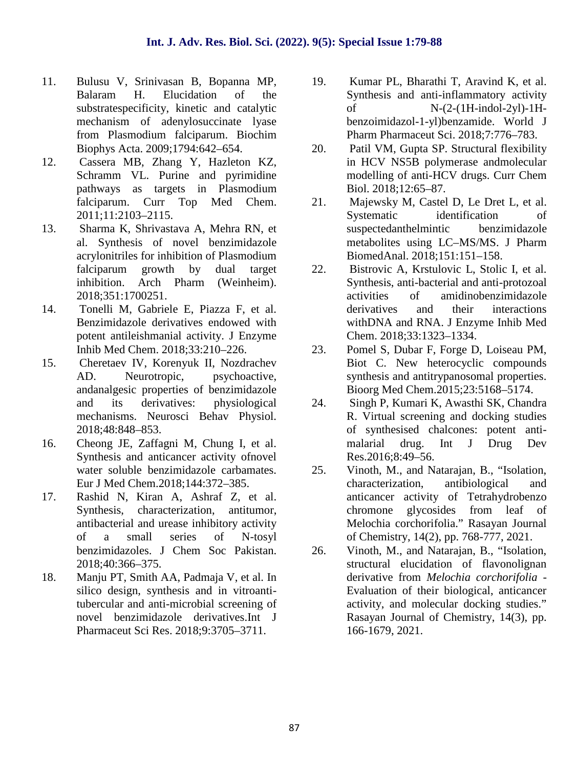11. Bulusu V, Srinivasan B, Bopanna MP, Balaram H. Elucidation of the substratespecificity, kinetic and catalytic mechanism of adenylosuccinate lyase from Plasmodium falciparum. Biochim Biophys Acta. 2009;1794:642–654.
12. Cassera MB, Zhang Y, Hazleton KZ, Schramm VL. Purine and pyrimidine pathways as targets in Plasmodium falciparum. Curr Top Med Chem. 2011;11:2103–2115.
13. Sharma K, Shrivastava A, Mehra RN, et al. Synthesis of novel benzimidazole acrylonitriles for inhibition of Plasmodium falciparum growth by dual target inhibition. Arch Pharm (Weinheim). 2018;351:1700251.
14. Tonelli M, Gabriele E, Piazza F, et al. Benzimidazole derivatives endowed with potent antileishmanial activity. J Enzyme Inhib Med Chem. 2018;33:210–226.
15. Cheretaev IV, Korenyuk II, Nozdrachev AD. Neurotropic, psychoactive, andanalgesic properties of benzimidazole and its derivatives: physiological mechanisms. Neurosci Behav Physiol. 2018;48:848–853.
16. Cheong JE, Zaffagni M, Chung I, et al. Synthesis and anticancer activity ofnovel water soluble benzimidazole carbamates. Eur J Med Chem.2018;144:372–385.
17. Rashid N, Kiran A, Ashraf Z, et al. Synthesis, characterization, antitumor, antibacterial and urease inhibitory activity of a small series of N-tosyl benzimidazoles. J Chem Soc Pakistan. 2018;40:366–375.
18. Manju PT, Smith AA, Padmaja V, et al. In silico design, synthesis and in vitroanti-tubercular and anti-microbial screening of novel benzimidazole derivatives.Int J Pharmaceut Sci Res. 2018;9:3705–3711.
19. Kumar PL, Bharathi T, Aravind K, et al. Synthesis and anti-inflammatory activity of N-(2-(1H-indol-2yl)-1H-benzoimidazol-1-yl)benzamide. World J Pharm Pharmaceut Sci. 2018;7:776–783.
20. Patil VM, Gupta SP. Structural flexibility in HCV NS5B polymerase andmolecular modelling of anti-HCV drugs. Curr Chem Biol. 2018;12:65–87.
21. Majewsky M, Castel D, Le Dret L, et al. Systematic identification of suspectedanthelmintic benzimidazole metabolites using LC–MS/MS. J Pharm BiomedAnal. 2018;151:151–158.
22. Bistrovic A, Krstulovic L, Stolic I, et al. Synthesis, anti-bacterial and anti-protozoal activities of amidinobenzimidazole derivatives and their interactions withDNA and RNA. J Enzyme Inhib Med Chem. 2018;33:1323–1334.
23. Pomel S, Dubar F, Forge D, Loiseau PM, Biot C. New heterocyclic compounds synthesis and antitrypanosomal properties. Bioorg Med Chem.2015;23:5168–5174.
24. Singh P, Kumari K, Awasthi SK, Chandra R. Virtual screening and docking studies of synthesised chalcones: potent anti-malarial drug. Int J Drug Dev Res.2016;8:49–56.
25. Vinoth, M., and Natarajan, B., "Isolation, characterization, antibiological and anticancer activity of Tetrahydrobenzo chromone glycosides from leaf of Melochia corchorifolia." Rasayan Journal of Chemistry, 14(2), pp. 768-777, 2021.
26. Vinoth, M., and Natarajan, B., "Isolation, structural elucidation of flavonolignan derivative from *Melochia corchorifolia* - Evaluation of their biological, anticancer activity, and molecular docking studies." Rasayan Journal of Chemistry, 14(3), pp. 166-1679, 2021.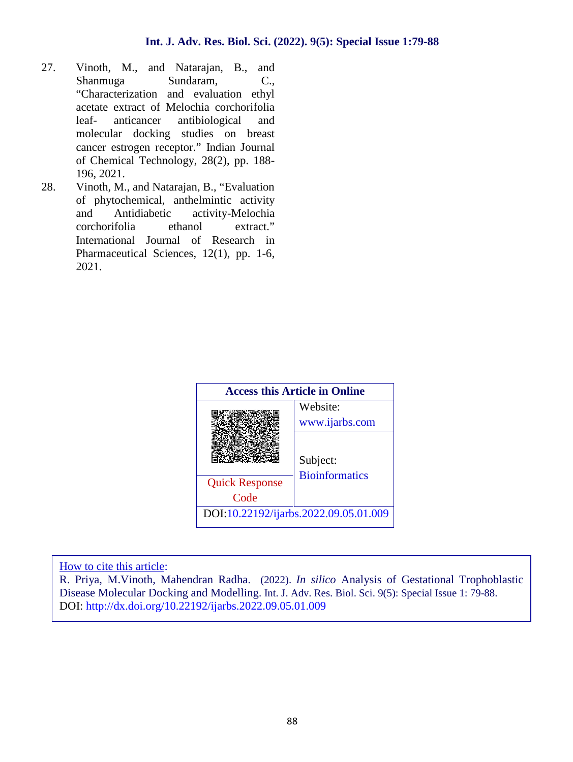27. Vinoth, M., and Natarajan, B., and Shanmuga Sundaram, C., "Characterization and evaluation ethyl acetate extract of Melochia corchorifolia leaf- anticancer antibiological and molecular docking studies on breast cancer estrogen receptor." Indian Journal of Chemical Technology, 28(2), pp. 188-196, 2021.
28. Vinoth, M., and Natarajan, B., "Evaluation of phytochemical, anthelmintic activity and Antidiabetic activity-Melochia corchorifolia ethanol extract." International Journal of Research in Pharmaceutical Sciences, 12(1), pp. 1-6, 2021.

| Access this Article in Online | |
|---|---|
| | Website: www.ijarbs.com |
| Quick Response Code | Subject: Bioinformatics |
| DOI:10.22192/ijarbs.2022.09.05.01.009 | |

How to cite this article:
R. Priya, M.Vinoth, Mahendran Radha. (2022). *In silico* Analysis of Gestational Trophoblastic Disease Molecular Docking and Modelling. Int. J. Adv. Res. Biol. Sci. 9(5): Special Issue 1: 79-88.
DOI: http://dx.doi.org/10.22192/ijarbs.2022.09.05.01.009